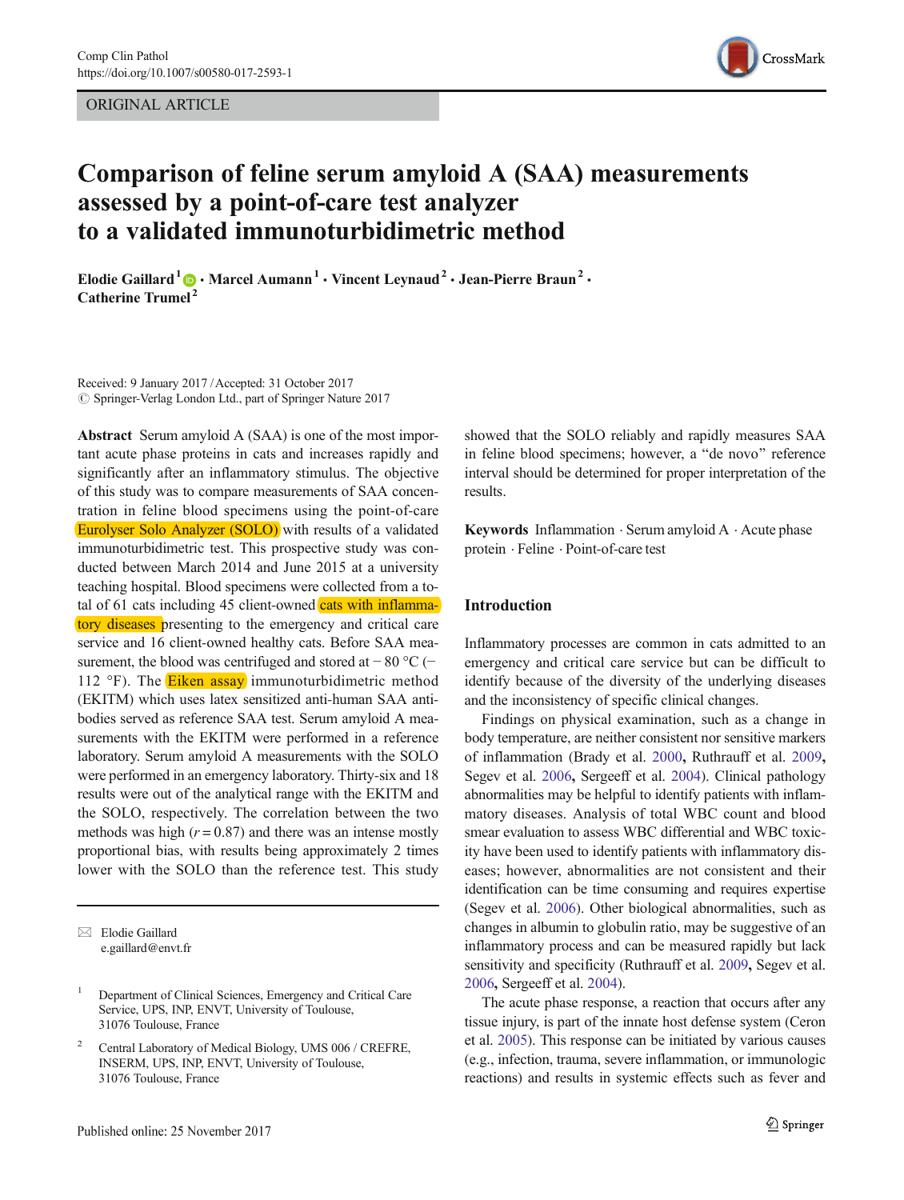ORIGINAL ARTICLE

# Comparison of feline serum amyloid A (SAA) measurements assessed by a point-of-care test analyzer to a validated immunoturbidimetric method

**Elodie Gaillard[1] · Marcel Aumann[1] · Vincent Leynaud[2] · Jean-Pierre Braun[2] · Catherine Trumel[2]**

Received: 9 January 2017 / Accepted: 31 October 2017
© Springer-Verlag London Ltd., part of Springer Nature 2017

**Abstract** Serum amyloid A (SAA) is one of the most important acute phase proteins in cats and increases rapidly and significantly after an inflammatory stimulus. The objective of this study was to compare measurements of SAA concentration in feline blood specimens using the point-of-care Eurolyser Solo Analyzer (SOLO) with results of a validated immunoturbidimetric test. This prospective study was conducted between March 2014 and June 2015 at a university teaching hospital. Blood specimens were collected from a total of 61 cats including 45 client-owned cats with inflammatory diseases presenting to the emergency and critical care service and 16 client-owned healthy cats. Before SAA measurement, the blood was centrifuged and stored at − 80 °C (− 112 °F). The Eiken assay immunoturbidimetric method (EKITM) which uses latex sensitized anti-human SAA antibodies served as reference SAA test. Serum amyloid A measurements with the EKITM were performed in a reference laboratory. Serum amyloid A measurements with the SOLO were performed in an emergency laboratory. Thirty-six and 18 results were out of the analytical range with the EKITM and the SOLO, respectively. The correlation between the two methods was high ($r = 0.87$) and there was an intense mostly proportional bias, with results being approximately 2 times lower with the SOLO than the reference test. This study showed that the SOLO reliably and rapidly measures SAA in feline blood specimens; however, a "de novo" reference interval should be determined for proper interpretation of the results.

**Keywords** Inflammation · Serum amyloid A · Acute phase protein · Feline · Point-of-care test

✉ Elodie Gaillard
e.gaillard@envt.fr

1 Department of Clinical Sciences, Emergency and Critical Care Service, UPS, INP, ENVT, University of Toulouse, 31076 Toulouse, France

2 Central Laboratory of Medical Biology, UMS 006 / CREFRE, INSERM, UPS, INP, ENVT, University of Toulouse, 31076 Toulouse, France

## Introduction

Inflammatory processes are common in cats admitted to an emergency and critical care service but can be difficult to identify because of the diversity of the underlying diseases and the inconsistency of specific clinical changes.

Findings on physical examination, such as a change in body temperature, are neither consistent nor sensitive markers of inflammation (Brady et al. 2000, Ruthrauff et al. 2009, Segev et al. 2006, Sergeeff et al. 2004). Clinical pathology abnormalities may be helpful to identify patients with inflammatory diseases. Analysis of total WBC count and blood smear evaluation to assess WBC differential and WBC toxicity have been used to identify patients with inflammatory diseases; however, abnormalities are not consistent and their identification can be time consuming and requires expertise (Segev et al. 2006). Other biological abnormalities, such as changes in albumin to globulin ratio, may be suggestive of an inflammatory process and can be measured rapidly but lack sensitivity and specificity (Ruthrauff et al. 2009, Segev et al. 2006, Sergeeff et al. 2004).

The acute phase response, a reaction that occurs after any tissue injury, is part of the innate host defense system (Ceron et al. 2005). This response can be initiated by various causes (e.g., infection, trauma, severe inflammation, or immunologic reactions) and results in systemic effects such as fever and

Published online: 25 November 2017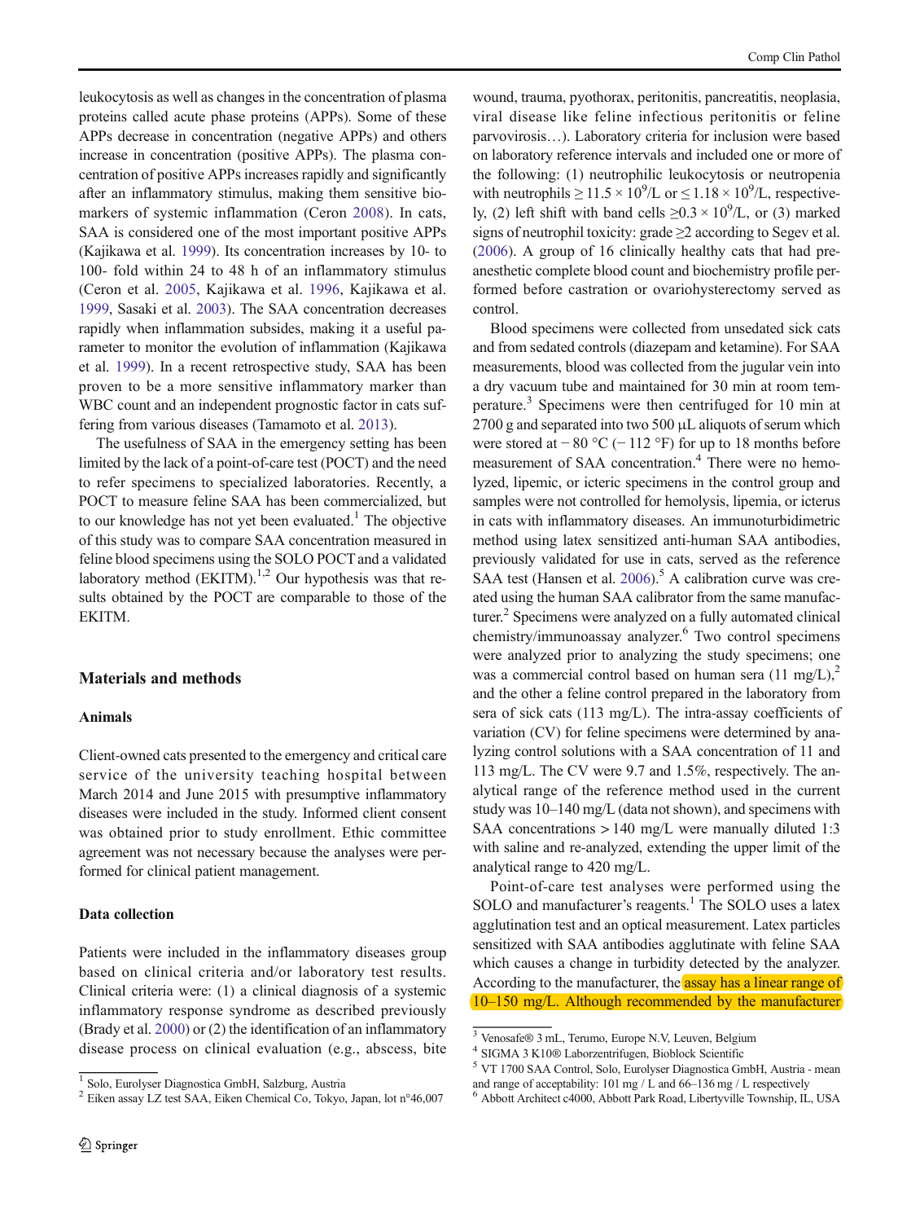leukocytosis as well as changes in the concentration of plasma proteins called acute phase proteins (APPs). Some of these APPs decrease in concentration (negative APPs) and others increase in concentration (positive APPs). The plasma concentration of positive APPs increases rapidly and significantly after an inflammatory stimulus, making them sensitive biomarkers of systemic inflammation (Ceron 2008). In cats, SAA is considered one of the most important positive APPs (Kajikawa et al. 1999). Its concentration increases by 10- to 100- fold within 24 to 48 h of an inflammatory stimulus (Ceron et al. 2005, Kajikawa et al. 1996, Kajikawa et al. 1999, Sasaki et al. 2003). The SAA concentration decreases rapidly when inflammation subsides, making it a useful parameter to monitor the evolution of inflammation (Kajikawa et al. 1999). In a recent retrospective study, SAA has been proven to be a more sensitive inflammatory marker than WBC count and an independent prognostic factor in cats suffering from various diseases (Tamamoto et al. 2013).

The usefulness of SAA in the emergency setting has been limited by the lack of a point-of-care test (POCT) and the need to refer specimens to specialized laboratories. Recently, a POCT to measure feline SAA has been commercialized, but to our knowledge has not yet been evaluated.[1] The objective of this study was to compare SAA concentration measured in feline blood specimens using the SOLO POCT and a validated laboratory method (EKITM).[1,2] Our hypothesis was that results obtained by the POCT are comparable to those of the EKITM.

## Materials and methods

### Animals

Client-owned cats presented to the emergency and critical care service of the university teaching hospital between March 2014 and June 2015 with presumptive inflammatory diseases were included in the study. Informed client consent was obtained prior to study enrollment. Ethic committee agreement was not necessary because the analyses were performed for clinical patient management.

### Data collection

Patients were included in the inflammatory diseases group based on clinical criteria and/or laboratory test results. Clinical criteria were: (1) a clinical diagnosis of a systemic inflammatory response syndrome as described previously (Brady et al. 2000) or (2) the identification of an inflammatory disease process on clinical evaluation (e.g., abscess, bite wound, trauma, pyothorax, peritonitis, pancreatitis, neoplasia, viral disease like feline infectious peritonitis or feline parvovirosis…). Laboratory criteria for inclusion were based on laboratory reference intervals and included one or more of the following: (1) neutrophilic leukocytosis or neutropenia with neutrophils $\geq 11.5 \times 10^9$/L or $\leq 1.18 \times 10^9$/L, respectively, (2) left shift with band cells $\geq 0.3 \times 10^9$/L, or (3) marked signs of neutrophil toxicity: grade ≥2 according to Segev et al. (2006). A group of 16 clinically healthy cats that had pre-anesthetic complete blood count and biochemistry profile performed before castration or ovariohysterectomy served as control.

Blood specimens were collected from unsedated sick cats and from sedated controls (diazepam and ketamine). For SAA measurements, blood was collected from the jugular vein into a dry vacuum tube and maintained for 30 min at room temperature.[3] Specimens were then centrifuged for 10 min at 2700 g and separated into two 500 μL aliquots of serum which were stored at − 80 °C (− 112 °F) for up to 18 months before measurement of SAA concentration.[4] There were no hemolyzed, lipemic, or icteric specimens in the control group and samples were not controlled for hemolysis, lipemia, or icterus in cats with inflammatory diseases. An immunoturbidimetric method using latex sensitized anti-human SAA antibodies, previously validated for use in cats, served as the reference SAA test (Hansen et al. 2006).[5] A calibration curve was created using the human SAA calibrator from the same manufacturer.[2] Specimens were analyzed on a fully automated clinical chemistry/immunoassay analyzer.[6] Two control specimens were analyzed prior to analyzing the study specimens; one was a commercial control based on human sera (11 mg/L),[2] and the other a feline control prepared in the laboratory from sera of sick cats (113 mg/L). The intra-assay coefficients of variation (CV) for feline specimens were determined by analyzing control solutions with a SAA concentration of 11 and 113 mg/L. The CV were 9.7 and 1.5%, respectively. The analytical range of the reference method used in the current study was 10–140 mg/L (data not shown), and specimens with SAA concentrations > 140 mg/L were manually diluted 1:3 with saline and re-analyzed, extending the upper limit of the analytical range to 420 mg/L.

Point-of-care test analyses were performed using the SOLO and manufacturer's reagents.[1] The SOLO uses a latex agglutination test and an optical measurement. Latex particles sensitized with SAA antibodies agglutinate with feline SAA which causes a change in turbidity detected by the analyzer. According to the manufacturer, the assay has a linear range of 10–150 mg/L. Although recommended by the manufacturer

---

[1] Solo, Eurolyser Diagnostica GmbH, Salzburg, Austria

[2] Eiken assay LZ test SAA, Eiken Chemical Co, Tokyo, Japan, lot n°46,007

[3] Venosafe® 3 mL, Terumo, Europe N.V, Leuven, Belgium

[4] SIGMA 3 K10® Laborzentrifugen, Bioblock Scientific

[5] VT 1700 SAA Control, Solo, Eurolyser Diagnostica GmbH, Austria - mean and range of acceptability: 101 mg / L and 66–136 mg / L respectively

[6] Abbott Architect c4000, Abbott Park Road, Libertyville Township, IL, USA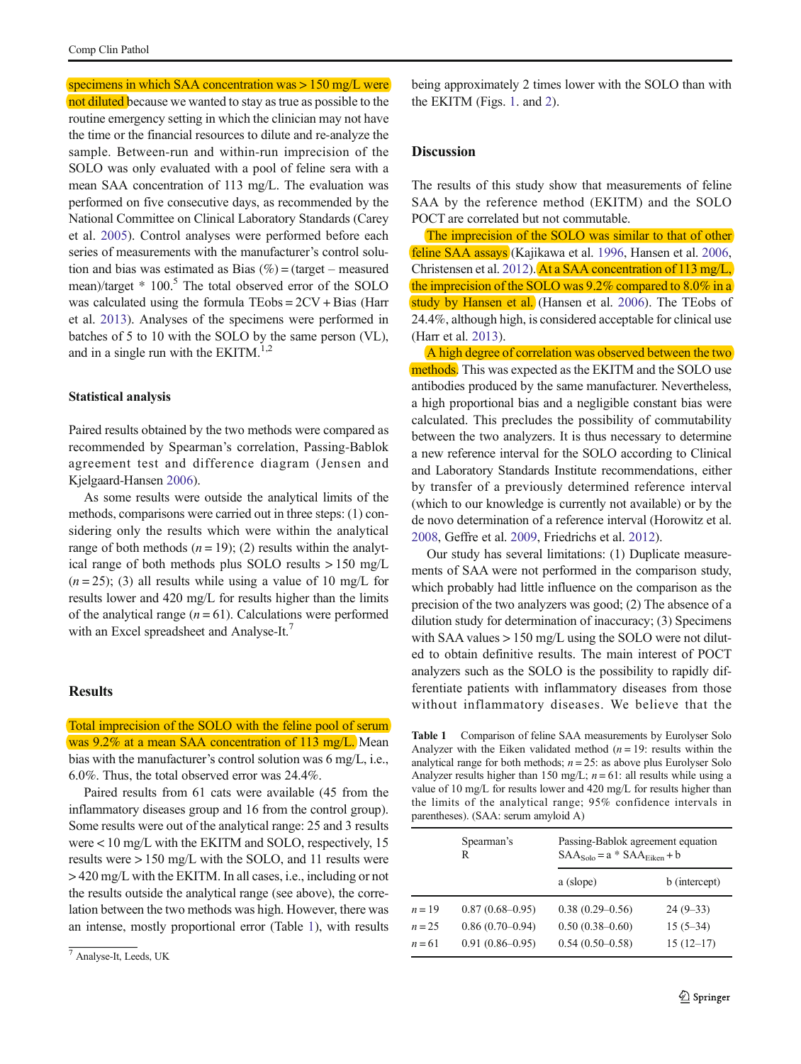specimens in which SAA concentration was > 150 mg/L were not diluted because we wanted to stay as true as possible to the routine emergency setting in which the clinician may not have the time or the financial resources to dilute and re-analyze the sample. Between-run and within-run imprecision of the SOLO was only evaluated with a pool of feline sera with a mean SAA concentration of 113 mg/L. The evaluation was performed on five consecutive days, as recommended by the National Committee on Clinical Laboratory Standards (Carey et al. 2005). Control analyses were performed before each series of measurements with the manufacturer's control solution and bias was estimated as Bias (%) = (target – measured mean)/target * 100.[5] The total observed error of the SOLO was calculated using the formula TEobs = 2CV + Bias (Harr et al. 2013). Analyses of the specimens were performed in batches of 5 to 10 with the SOLO by the same person (VL), and in a single run with the EKITM.[1,2]

### Statistical analysis

Paired results obtained by the two methods were compared as recommended by Spearman's correlation, Passing-Bablok agreement test and difference diagram (Jensen and Kjelgaard-Hansen 2006).

As some results were outside the analytical limits of the methods, comparisons were carried out in three steps: (1) considering only the results which were within the analytical range of both methods ($n = 19$); (2) results within the analytical range of both methods plus SOLO results > 150 mg/L ($n = 25$); (3) all results while using a value of 10 mg/L for results lower and 420 mg/L for results higher than the limits of the analytical range ($n = 61$). Calculations were performed with an Excel spreadsheet and Analyse-It.[7]

## Results

Total imprecision of the SOLO with the feline pool of serum was 9.2% at a mean SAA concentration of 113 mg/L. Mean bias with the manufacturer's control solution was 6 mg/L, i.e., 6.0%. Thus, the total observed error was 24.4%.

Paired results from 61 cats were available (45 from the inflammatory diseases group and 16 from the control group). Some results were out of the analytical range: 25 and 3 results were < 10 mg/L with the EKITM and SOLO, respectively, 15 results were > 150 mg/L with the SOLO, and 11 results were > 420 mg/L with the EKITM. In all cases, i.e., including or not the results outside the analytical range (see above), the correlation between the two methods was high. However, there was an intense, mostly proportional error (Table 1), with results being approximately 2 times lower with the SOLO than with the EKITM (Figs. 1. and 2).

[7] Analyse-It, Leeds, UK

## Discussion

The results of this study show that measurements of feline SAA by the reference method (EKITM) and the SOLO POCT are correlated but not commutable.

The imprecision of the SOLO was similar to that of other feline SAA assays (Kajikawa et al. 1996, Hansen et al. 2006, Christensen et al. 2012). At a SAA concentration of 113 mg/L, the imprecision of the SOLO was 9.2% compared to 8.0% in a study by Hansen et al. (Hansen et al. 2006). The TEobs of 24.4%, although high, is considered acceptable for clinical use (Harr et al. 2013).

A high degree of correlation was observed between the two methods. This was expected as the EKITM and the SOLO use antibodies produced by the same manufacturer. Nevertheless, a high proportional bias and a negligible constant bias were calculated. This precludes the possibility of commutability between the two analyzers. It is thus necessary to determine a new reference interval for the SOLO according to Clinical and Laboratory Standards Institute recommendations, either by transfer of a previously determined reference interval (which to our knowledge is currently not available) or by the de novo determination of a reference interval (Horowitz et al. 2008, Geffre et al. 2009, Friedrichs et al. 2012).

Our study has several limitations: (1) Duplicate measurements of SAA were not performed in the comparison study, which probably had little influence on the comparison as the precision of the two analyzers was good; (2) The absence of a dilution study for determination of inaccuracy; (3) Specimens with SAA values > 150 mg/L using the SOLO were not diluted to obtain definitive results. The main interest of POCT analyzers such as the SOLO is the possibility to rapidly differentiate patients with inflammatory diseases from those without inflammatory diseases. We believe that the

**Table 1** Comparison of feline SAA measurements by Eurolyser Solo Analyzer with the Eiken validated method ($n = 19$: results within the analytical range for both methods; $n = 25$: as above plus Eurolyser Solo Analyzer results higher than 150 mg/L; $n = 61$: all results while using a value of 10 mg/L for results lower and 420 mg/L for results higher than the limits of the analytical range; 95% confidence intervals in parentheses). (SAA: serum amyloid A)

| | Spearman's R | Passing-Bablok agreement equation $SAA_{Solo} = a * SAA_{Eiken} + b$ | |
|---|---|---|---|
| | | a (slope) | b (intercept) |
| $n = 19$ | 0.87 (0.68–0.95) | 0.38 (0.29–0.56) | 24 (9–33) |
| $n = 25$ | 0.86 (0.70–0.94) | 0.50 (0.38–0.60) | 15 (5–34) |
| $n = 61$ | 0.91 (0.86–0.95) | 0.54 (0.50–0.58) | 15 (12–17) |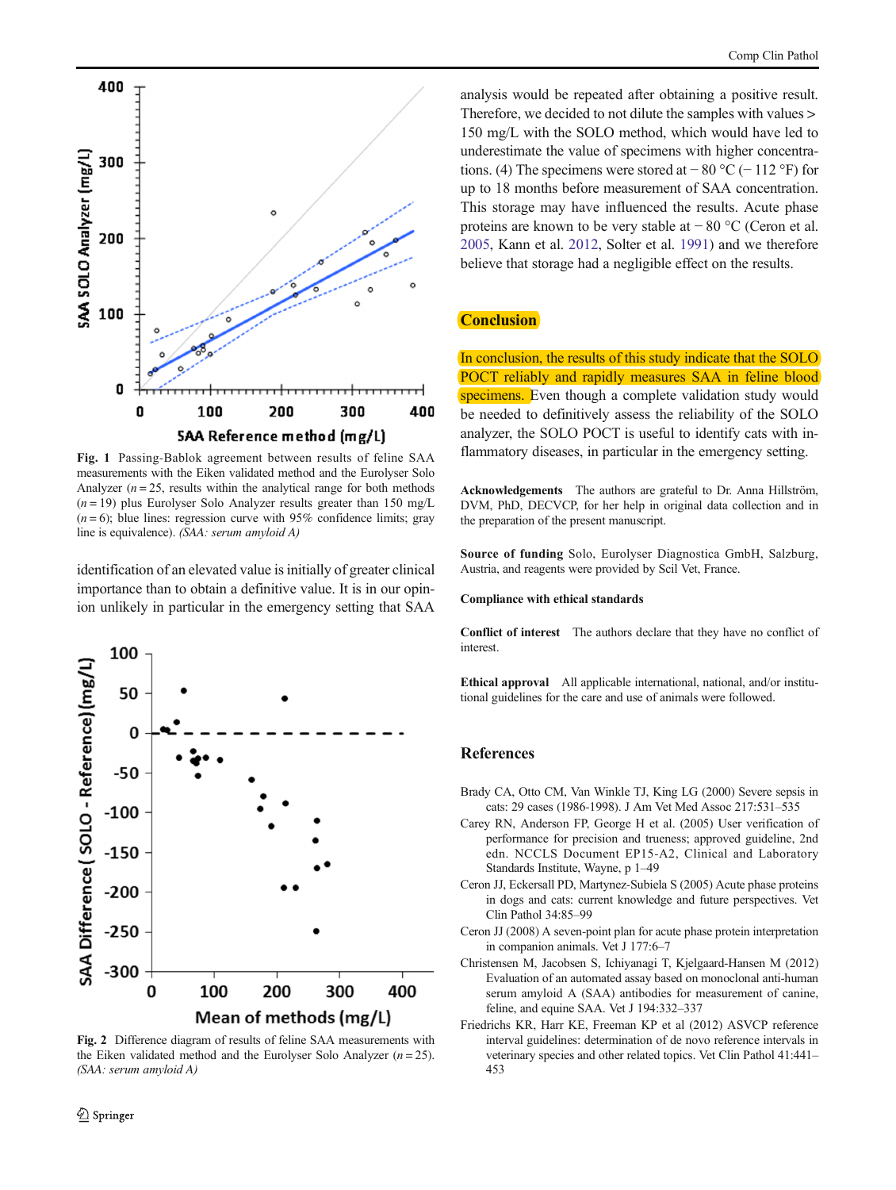Fig. 1 Passing-Bablok agreement between results of feline SAA measurements with the Eiken validated method and the Eurolyser Solo Analyzer ($n = 25$, results within the analytical range for both methods ($n = 19$) plus Eurolyser Solo Analyzer results greater than 150 mg/L ($n = 6$); blue lines: regression curve with 95% confidence limits; gray line is equivalence). *(SAA: serum amyloid A)*

identification of an elevated value is initially of greater clinical importance than to obtain a definitive value. It is in our opinion unlikely in particular in the emergency setting that SAA analysis would be repeated after obtaining a positive result. Therefore, we decided to not dilute the samples with values > 150 mg/L with the SOLO method, which would have led to underestimate the value of specimens with higher concentrations. (4) The specimens were stored at − 80 °C (− 112 °F) for up to 18 months before measurement of SAA concentration. This storage may have influenced the results. Acute phase proteins are known to be very stable at − 80 °C (Ceron et al. 2005, Kann et al. 2012, Solter et al. 1991) and we therefore believe that storage had a negligible effect on the results.

Fig. 2 Difference diagram of results of feline SAA measurements with the Eiken validated method and the Eurolyser Solo Analyzer ($n = 25$). *(SAA: serum amyloid A)*

## Conclusion

In conclusion, the results of this study indicate that the SOLO POCT reliably and rapidly measures SAA in feline blood specimens. Even though a complete validation study would be needed to definitively assess the reliability of the SOLO analyzer, the SOLO POCT is useful to identify cats with inflammatory diseases, in particular in the emergency setting.

**Acknowledgements** The authors are grateful to Dr. Anna Hillström, DVM, PhD, DECVCP, for her help in original data collection and in the preparation of the present manuscript.

**Source of funding** Solo, Eurolyser Diagnostica GmbH, Salzburg, Austria, and reagents were provided by Scil Vet, France.

**Compliance with ethical standards**

**Conflict of interest** The authors declare that they have no conflict of interest.

**Ethical approval** All applicable international, national, and/or institutional guidelines for the care and use of animals were followed.

## References

Brady CA, Otto CM, Van Winkle TJ, King LG (2000) Severe sepsis in cats: 29 cases (1986-1998). J Am Vet Med Assoc 217:531–535

Carey RN, Anderson FP, George H et al. (2005) User verification of performance for precision and trueness; approved guideline, 2nd edn. NCCLS Document EP15-A2, Clinical and Laboratory Standards Institute, Wayne, p 1–49

Ceron JJ, Eckersall PD, Martynez-Subiela S (2005) Acute phase proteins in dogs and cats: current knowledge and future perspectives. Vet Clin Pathol 34:85–99

Ceron JJ (2008) A seven-point plan for acute phase protein interpretation in companion animals. Vet J 177:6–7

Christensen M, Jacobsen S, Ichiyanagi T, Kjelgaard-Hansen M (2012) Evaluation of an automated assay based on monoclonal anti-human serum amyloid A (SAA) antibodies for measurement of canine, feline, and equine SAA. Vet J 194:332–337

Friedrichs KR, Harr KE, Freeman KP et al (2012) ASVCP reference interval guidelines: determination of de novo reference intervals in veterinary species and other related topics. Vet Clin Pathol 41:441–453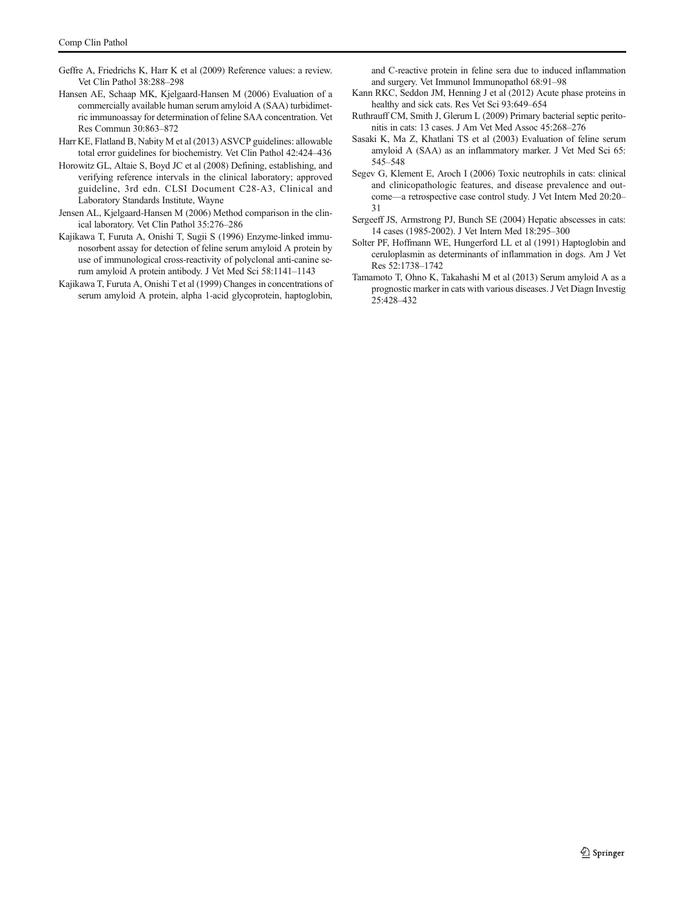Geffre A, Friedrichs K, Harr K et al (2009) Reference values: a review. Vet Clin Pathol 38:288–298

Hansen AE, Schaap MK, Kjelgaard-Hansen M (2006) Evaluation of a commercially available human serum amyloid A (SAA) turbidimetric immunoassay for determination of feline SAA concentration. Vet Res Commun 30:863–872

Harr KE, Flatland B, Nabity M et al (2013) ASVCP guidelines: allowable total error guidelines for biochemistry. Vet Clin Pathol 42:424–436

Horowitz GL, Altaie S, Boyd JC et al (2008) Defining, establishing, and verifying reference intervals in the clinical laboratory; approved guideline, 3rd edn. CLSI Document C28-A3, Clinical and Laboratory Standards Institute, Wayne

Jensen AL, Kjelgaard-Hansen M (2006) Method comparison in the clinical laboratory. Vet Clin Pathol 35:276–286

Kajikawa T, Furuta A, Onishi T, Sugii S (1996) Enzyme-linked immunosorbent assay for detection of feline serum amyloid A protein by use of immunological cross-reactivity of polyclonal anti-canine serum amyloid A protein antibody. J Vet Med Sci 58:1141–1143

Kajikawa T, Furuta A, Onishi T et al (1999) Changes in concentrations of serum amyloid A protein, alpha 1-acid glycoprotein, haptoglobin, and C-reactive protein in feline sera due to induced inflammation and surgery. Vet Immunol Immunopathol 68:91–98

Kann RKC, Seddon JM, Henning J et al (2012) Acute phase proteins in healthy and sick cats. Res Vet Sci 93:649–654

Ruthrauff CM, Smith J, Glerum L (2009) Primary bacterial septic peritonitis in cats: 13 cases. J Am Vet Med Assoc 45:268–276

Sasaki K, Ma Z, Khatlani TS et al (2003) Evaluation of feline serum amyloid A (SAA) as an inflammatory marker. J Vet Med Sci 65: 545–548

Segev G, Klement E, Aroch I (2006) Toxic neutrophils in cats: clinical and clinicopathologic features, and disease prevalence and outcome—a retrospective case control study. J Vet Intern Med 20:20–31

Sergeeff JS, Armstrong PJ, Bunch SE (2004) Hepatic abscesses in cats: 14 cases (1985-2002). J Vet Intern Med 18:295–300

Solter PF, Hoffmann WE, Hungerford LL et al (1991) Haptoglobin and ceruloplasmin as determinants of inflammation in dogs. Am J Vet Res 52:1738–1742

Tamamoto T, Ohno K, Takahashi M et al (2013) Serum amyloid A as a prognostic marker in cats with various diseases. J Vet Diagn Investig 25:428–432